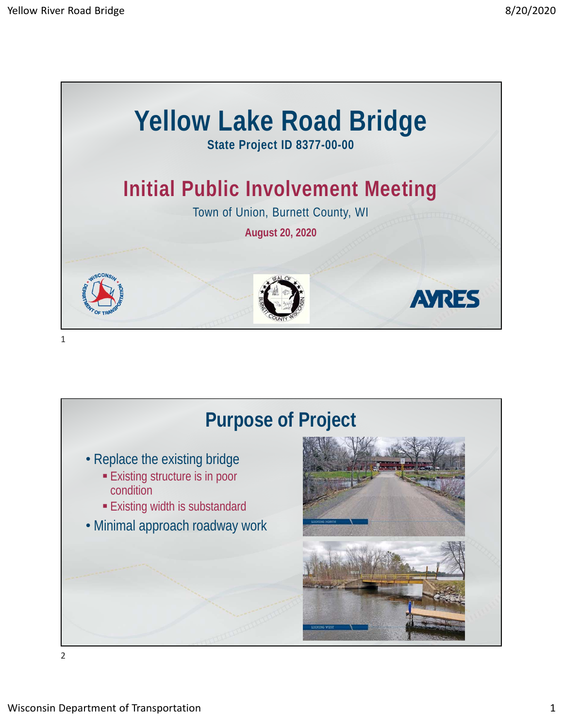# Yellow Lake Road Bridge

**State Project ID 8377-00-00**

## Initial Public Involvement Meeting

Town of Union, Burnett County, WI

**August 20, 2020**

## Purpose of Project

- Replace the existing bridge
  - Existing structure is in poor condition
  - Existing width is substandard
- Minimal approach roadway work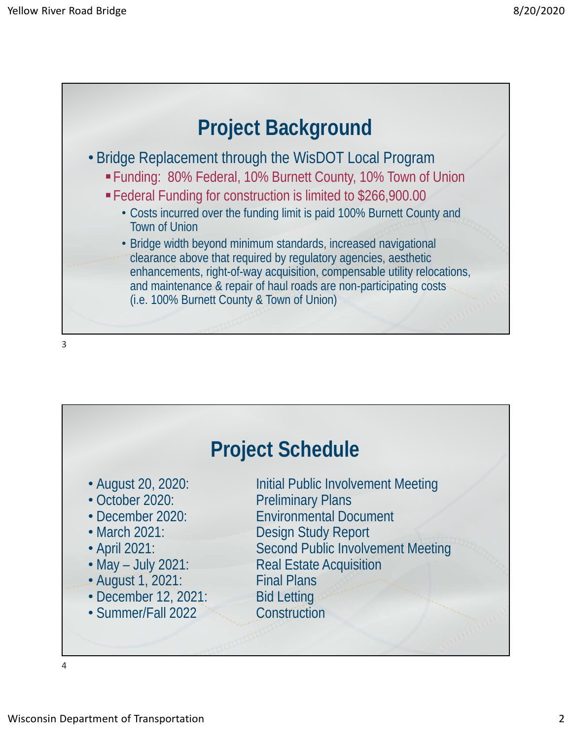## Project Background

- Bridge Replacement through the WisDOT Local Program
  - Funding: 80% Federal, 10% Burnett County, 10% Town of Union
  - Federal Funding for construction is limited to $266,900.00
    - Costs incurred over the funding limit is paid 100% Burnett County and Town of Union
    - Bridge width beyond minimum standards, increased navigational clearance above that required by regulatory agencies, aesthetic enhancements, right-of-way acquisition, compensable utility relocations, and maintenance & repair of haul roads are non-participating costs (i.e. 100% Burnett County & Town of Union)

## Project Schedule

- August 20, 2020: Initial Public Involvement Meeting
- October 2020: Preliminary Plans
- December 2020: Environmental Document
- March 2021: Design Study Report
- April 2021: Second Public Involvement Meeting
- May – July 2021: Real Estate Acquisition
- August 1, 2021: Final Plans
- December 12, 2021: Bid Letting
- Summer/Fall 2022 Construction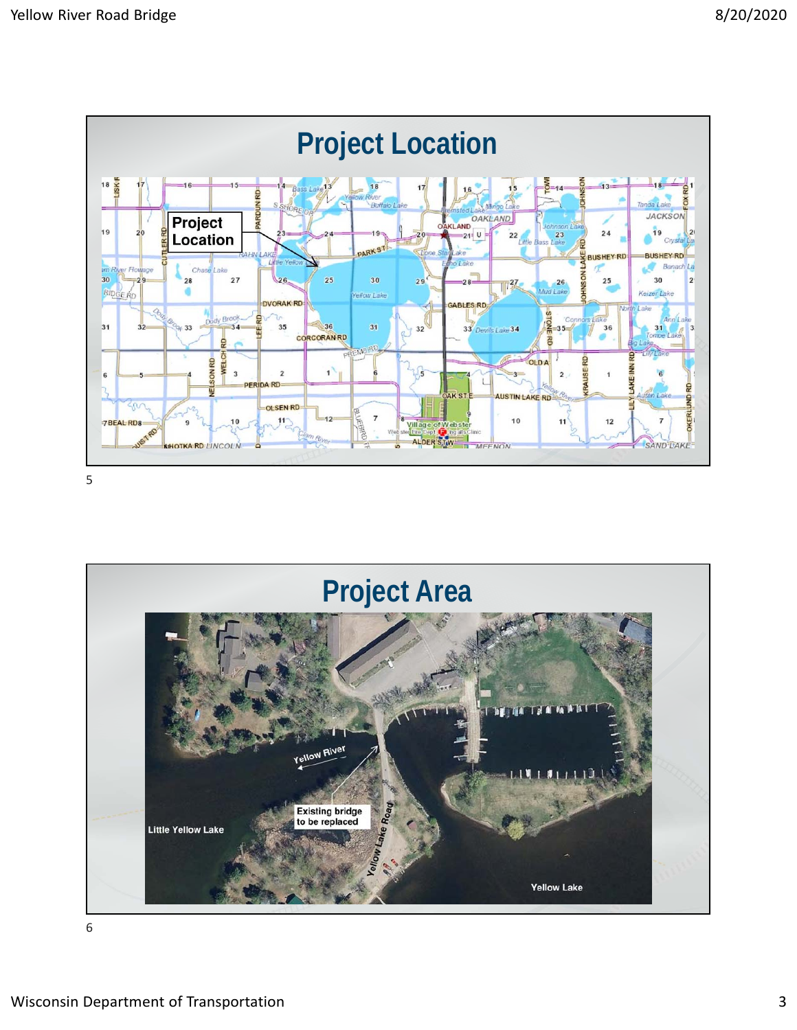## Project Location

Project Location

## Project Area

Yellow River

Existing bridge to be replaced

Yellow Lake Road

Little Yellow Lake

Yellow Lake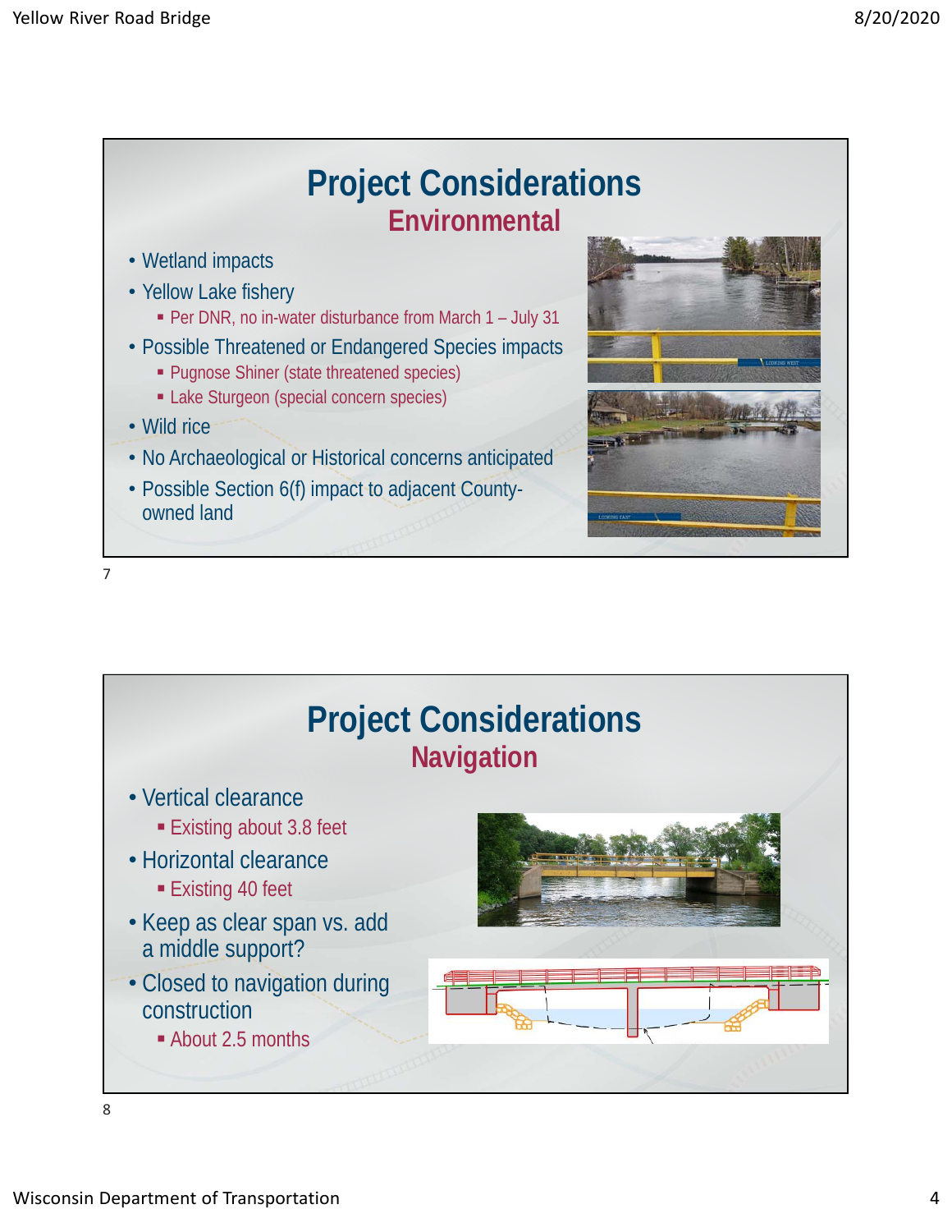## Project Considerations

### Environmental

- Wetland impacts
- Yellow Lake fishery
  - Per DNR, no in-water disturbance from March 1 – July 31
- Possible Threatened or Endangered Species impacts
  - Pugnose Shiner (state threatened species)
  - Lake Sturgeon (special concern species)
- Wild rice
- No Archaeological or Historical concerns anticipated
- Possible Section 6(f) impact to adjacent County-owned land

## Project Considerations

### Navigation

- Vertical clearance
  - Existing about 3.8 feet
- Horizontal clearance
  - Existing 40 feet
- Keep as clear span vs. add a middle support?
- Closed to navigation during construction
  - About 2.5 months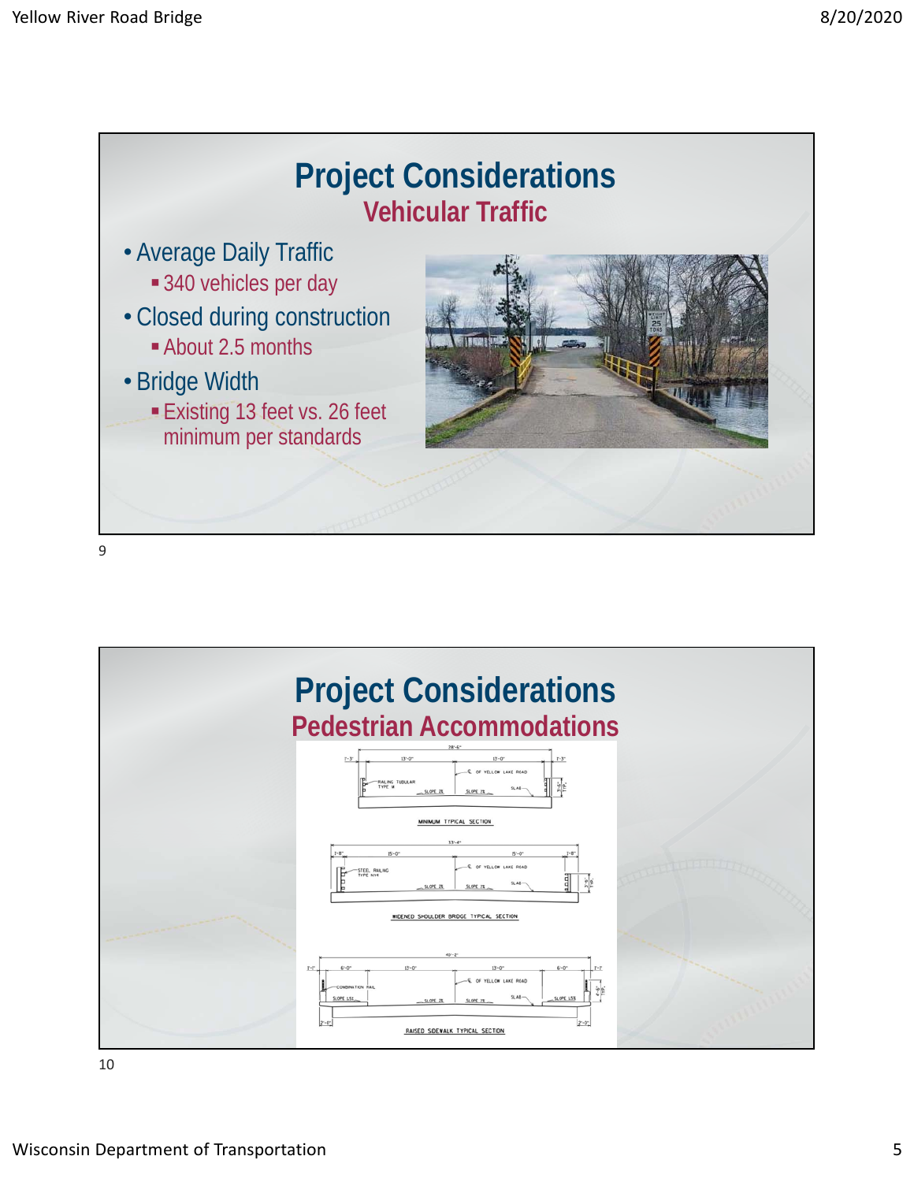## Project Considerations

### Vehicular Traffic

- Average Daily Traffic
  - 340 vehicles per day
- Closed during construction
  - About 2.5 months
- Bridge Width
  - Existing 13 feet vs. 26 feet minimum per standards

## Project Considerations

### Pedestrian Accommodations

MINIMUM TYPICAL SECTION

WIDENED SHOULDER BRIDGE TYPICAL SECTION

RAISED SIDEWALK TYPICAL SECTION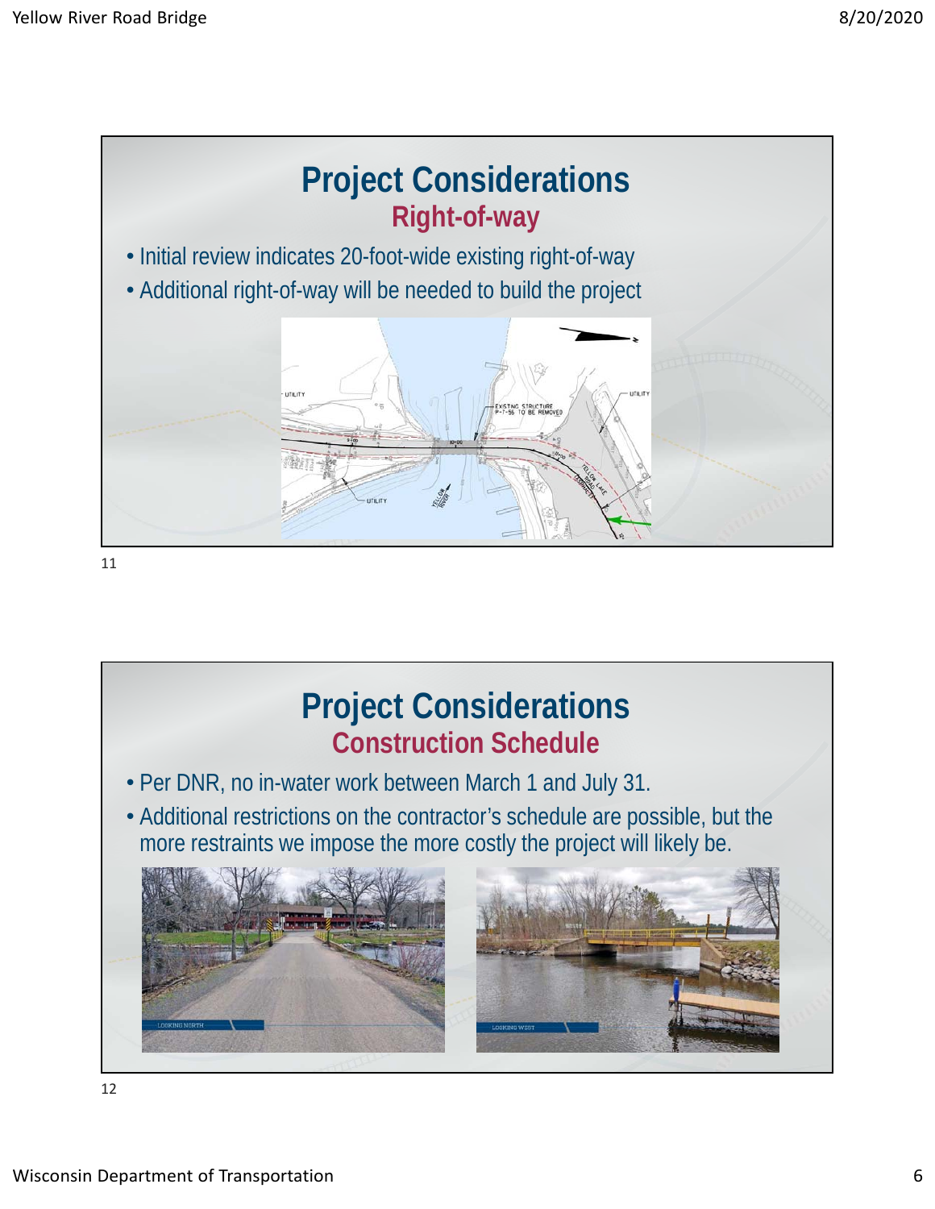## Project Considerations

### Right-of-way

- Initial review indicates 20-foot-wide existing right-of-way
- Additional right-of-way will be needed to build the project

## Project Considerations

### Construction Schedule

- Per DNR, no in-water work between March 1 and July 31.
- Additional restrictions on the contractor's schedule are possible, but the more restraints we impose the more costly the project will likely be.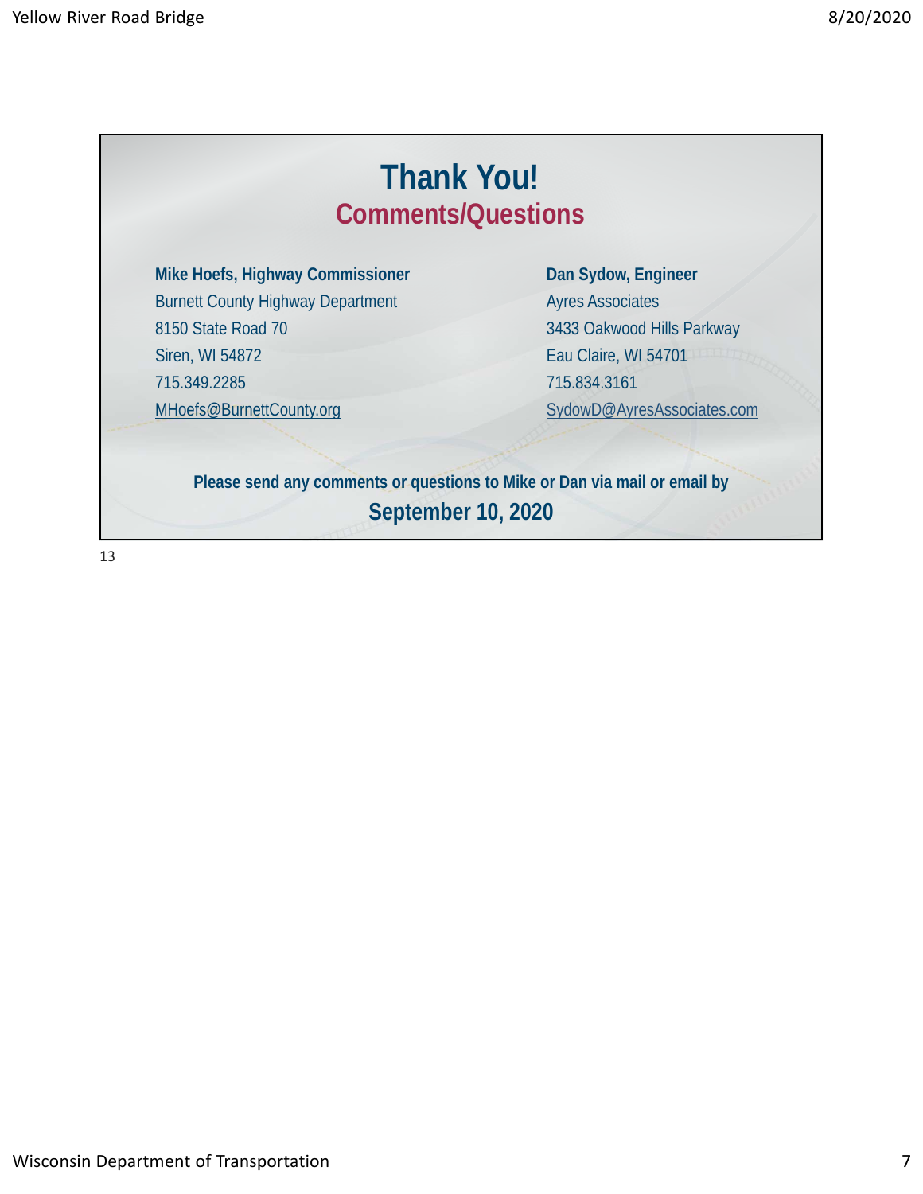# Thank You!

## Comments/Questions

**Mike Hoefs, Highway Commissioner**
Burnett County Highway Department
8150 State Road 70
Siren, WI 54872
715.349.2285
MHoefs@BurnettCounty.org

**Dan Sydow, Engineer**
Ayres Associates
3433 Oakwood Hills Parkway
Eau Claire, WI 54701
715.834.3161
SydowD@AyresAssociates.com

**Please send any comments or questions to Mike or Dan via mail or email by**

**September 10, 2020**

13